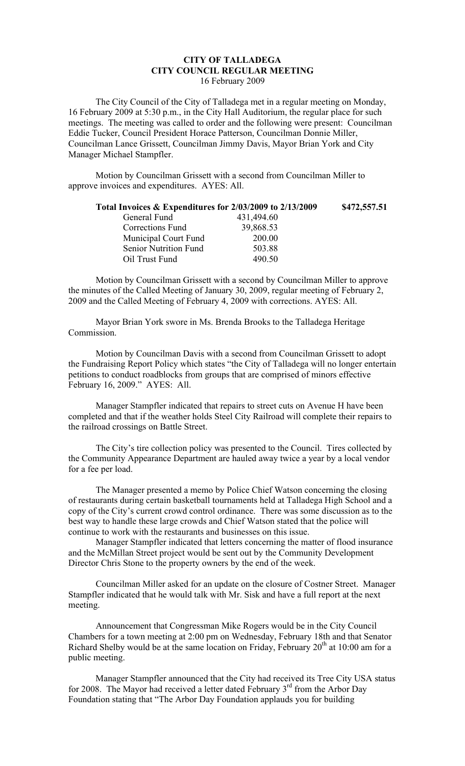# CITY OF TALLADEGA
## CITY COUNCIL REGULAR MEETING
16 February 2009

The City Council of the City of Talladega met in a regular meeting on Monday, 16 February 2009 at 5:30 p.m., in the City Hall Auditorium, the regular place for such meetings. The meeting was called to order and the following were present: Councilman Eddie Tucker, Council President Horace Patterson, Councilman Donnie Miller, Councilman Lance Grissett, Councilman Jimmy Davis, Mayor Brian York and City Manager Michael Stampfler.

Motion by Councilman Grissett with a second from Councilman Miller to approve invoices and expenditures. AYES: All.

| **Total Invoices & Expenditures for 2/03/2009 to 2/13/2009** | | **$472,557.51** |
|---|---|---|
| General Fund | 431,494.60 | |
| Corrections Fund | 39,868.53 | |
| Municipal Court Fund | 200.00 | |
| Senior Nutrition Fund | 503.88 | |
| Oil Trust Fund | 490.50 | |

Motion by Councilman Grissett with a second by Councilman Miller to approve the minutes of the Called Meeting of January 30, 2009, regular meeting of February 2, 2009 and the Called Meeting of February 4, 2009 with corrections. AYES: All.

Mayor Brian York swore in Ms. Brenda Brooks to the Talladega Heritage Commission.

Motion by Councilman Davis with a second from Councilman Grissett to adopt the Fundraising Report Policy which states "the City of Talladega will no longer entertain petitions to conduct roadblocks from groups that are comprised of minors effective February 16, 2009." AYES: All.

Manager Stampfler indicated that repairs to street cuts on Avenue H have been completed and that if the weather holds Steel City Railroad will complete their repairs to the railroad crossings on Battle Street.

The City's tire collection policy was presented to the Council. Tires collected by the Community Appearance Department are hauled away twice a year by a local vendor for a fee per load.

The Manager presented a memo by Police Chief Watson concerning the closing of restaurants during certain basketball tournaments held at Talladega High School and a copy of the City's current crowd control ordinance. There was some discussion as to the best way to handle these large crowds and Chief Watson stated that the police will continue to work with the restaurants and businesses on this issue.

Manager Stampfler indicated that letters concerning the matter of flood insurance and the McMillan Street project would be sent out by the Community Development Director Chris Stone to the property owners by the end of the week.

Councilman Miller asked for an update on the closure of Costner Street. Manager Stampfler indicated that he would talk with Mr. Sisk and have a full report at the next meeting.

Announcement that Congressman Mike Rogers would be in the City Council Chambers for a town meeting at 2:00 pm on Wednesday, February 18th and that Senator Richard Shelby would be at the same location on Friday, February 20th at 10:00 am for a public meeting.

Manager Stampfler announced that the City had received its Tree City USA status for 2008. The Mayor had received a letter dated February 3rd from the Arbor Day Foundation stating that "The Arbor Day Foundation applauds you for building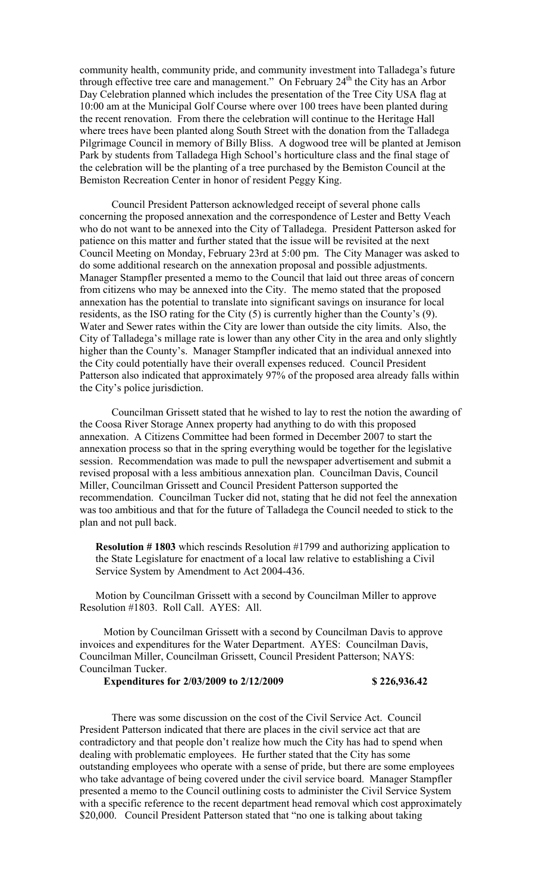community health, community pride, and community investment into Talladega's future through effective tree care and management." On February 24th the City has an Arbor Day Celebration planned which includes the presentation of the Tree City USA flag at 10:00 am at the Municipal Golf Course where over 100 trees have been planted during the recent renovation. From there the celebration will continue to the Heritage Hall where trees have been planted along South Street with the donation from the Talladega Pilgrimage Council in memory of Billy Bliss. A dogwood tree will be planted at Jemison Park by students from Talladega High School's horticulture class and the final stage of the celebration will be the planting of a tree purchased by the Bemiston Council at the Bemiston Recreation Center in honor of resident Peggy King.

Council President Patterson acknowledged receipt of several phone calls concerning the proposed annexation and the correspondence of Lester and Betty Veach who do not want to be annexed into the City of Talladega. President Patterson asked for patience on this matter and further stated that the issue will be revisited at the next Council Meeting on Monday, February 23rd at 5:00 pm. The City Manager was asked to do some additional research on the annexation proposal and possible adjustments. Manager Stampfler presented a memo to the Council that laid out three areas of concern from citizens who may be annexed into the City. The memo stated that the proposed annexation has the potential to translate into significant savings on insurance for local residents, as the ISO rating for the City (5) is currently higher than the County's (9). Water and Sewer rates within the City are lower than outside the city limits. Also, the City of Talladega's millage rate is lower than any other City in the area and only slightly higher than the County's. Manager Stampfler indicated that an individual annexed into the City could potentially have their overall expenses reduced. Council President Patterson also indicated that approximately 97% of the proposed area already falls within the City's police jurisdiction.

Councilman Grissett stated that he wished to lay to rest the notion the awarding of the Coosa River Storage Annex property had anything to do with this proposed annexation. A Citizens Committee had been formed in December 2007 to start the annexation process so that in the spring everything would be together for the legislative session. Recommendation was made to pull the newspaper advertisement and submit a revised proposal with a less ambitious annexation plan. Councilman Davis, Council Miller, Councilman Grissett and Council President Patterson supported the recommendation. Councilman Tucker did not, stating that he did not feel the annexation was too ambitious and that for the future of Talladega the Council needed to stick to the plan and not pull back.

**Resolution # 1803** which rescinds Resolution #1799 and authorizing application to the State Legislature for enactment of a local law relative to establishing a Civil Service System by Amendment to Act 2004-436.

Motion by Councilman Grissett with a second by Councilman Miller to approve Resolution #1803. Roll Call. AYES: All.

Motion by Councilman Grissett with a second by Councilman Davis to approve invoices and expenditures for the Water Department. AYES: Councilman Davis, Councilman Miller, Councilman Grissett, Council President Patterson; NAYS: Councilman Tucker.

**Expenditures for 2/03/2009 to 2/12/2009 $ 226,936.42**

There was some discussion on the cost of the Civil Service Act. Council President Patterson indicated that there are places in the civil service act that are contradictory and that people don't realize how much the City has had to spend when dealing with problematic employees. He further stated that the City has some outstanding employees who operate with a sense of pride, but there are some employees who take advantage of being covered under the civil service board. Manager Stampfler presented a memo to the Council outlining costs to administer the Civil Service System with a specific reference to the recent department head removal which cost approximately \$20,000. Council President Patterson stated that "no one is talking about taking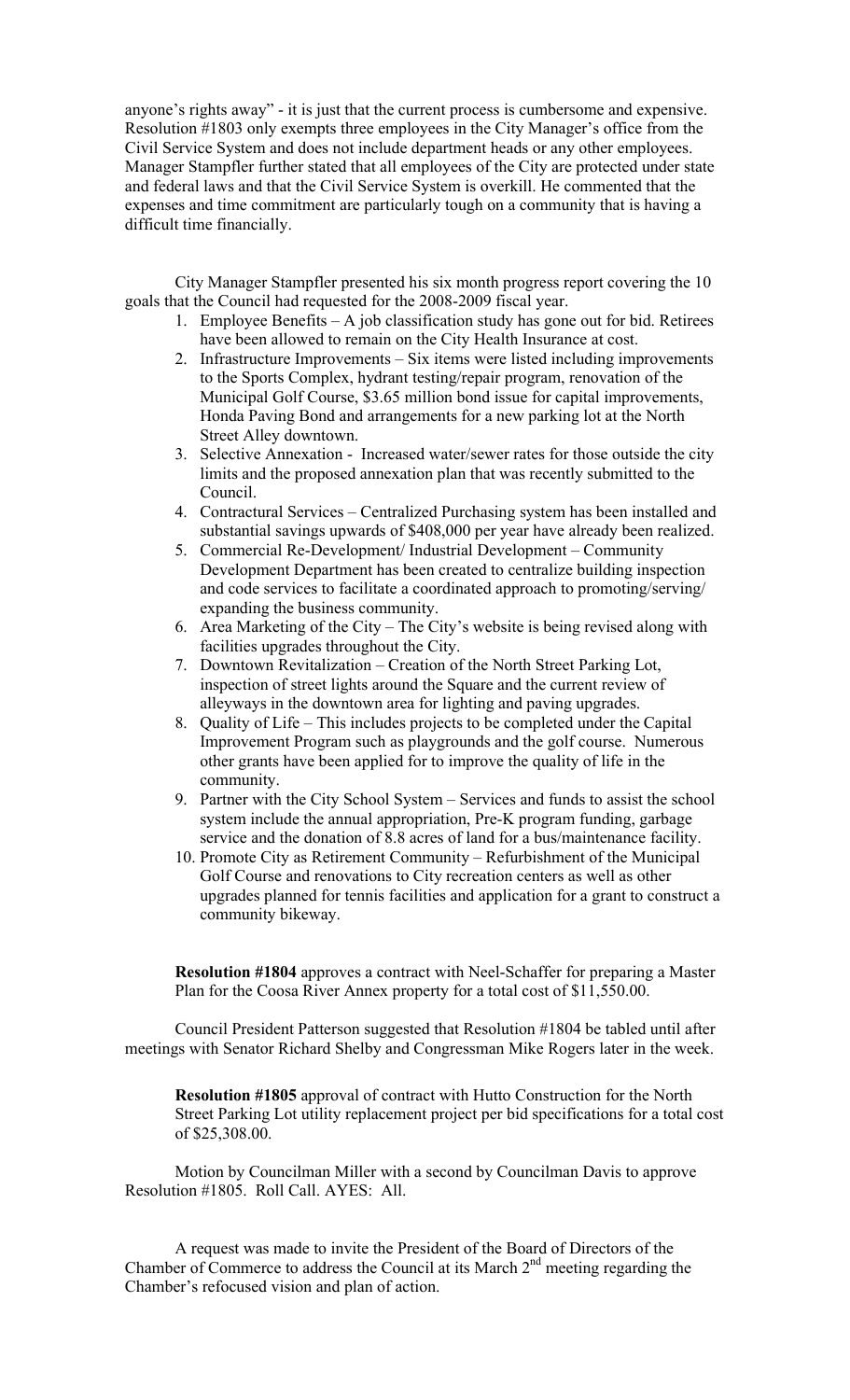anyone's rights away" - it is just that the current process is cumbersome and expensive. Resolution #1803 only exempts three employees in the City Manager's office from the Civil Service System and does not include department heads or any other employees. Manager Stampfler further stated that all employees of the City are protected under state and federal laws and that the Civil Service System is overkill. He commented that the expenses and time commitment are particularly tough on a community that is having a difficult time financially.

City Manager Stampfler presented his six month progress report covering the 10 goals that the Council had requested for the 2008-2009 fiscal year.

1. Employee Benefits – A job classification study has gone out for bid. Retirees have been allowed to remain on the City Health Insurance at cost.
2. Infrastructure Improvements – Six items were listed including improvements to the Sports Complex, hydrant testing/repair program, renovation of the Municipal Golf Course, $3.65 million bond issue for capital improvements, Honda Paving Bond and arrangements for a new parking lot at the North Street Alley downtown.
3. Selective Annexation - Increased water/sewer rates for those outside the city limits and the proposed annexation plan that was recently submitted to the Council.
4. Contractural Services – Centralized Purchasing system has been installed and substantial savings upwards of $408,000 per year have already been realized.
5. Commercial Re-Development/ Industrial Development – Community Development Department has been created to centralize building inspection and code services to facilitate a coordinated approach to promoting/serving/ expanding the business community.
6. Area Marketing of the City – The City's website is being revised along with facilities upgrades throughout the City.
7. Downtown Revitalization – Creation of the North Street Parking Lot, inspection of street lights around the Square and the current review of alleyways in the downtown area for lighting and paving upgrades.
8. Quality of Life – This includes projects to be completed under the Capital Improvement Program such as playgrounds and the golf course. Numerous other grants have been applied for to improve the quality of life in the community.
9. Partner with the City School System – Services and funds to assist the school system include the annual appropriation, Pre-K program funding, garbage service and the donation of 8.8 acres of land for a bus/maintenance facility.
10. Promote City as Retirement Community – Refurbishment of the Municipal Golf Course and renovations to City recreation centers as well as other upgrades planned for tennis facilities and application for a grant to construct a community bikeway.

**Resolution #1804** approves a contract with Neel-Schaffer for preparing a Master Plan for the Coosa River Annex property for a total cost of $11,550.00.

Council President Patterson suggested that Resolution #1804 be tabled until after meetings with Senator Richard Shelby and Congressman Mike Rogers later in the week.

**Resolution #1805** approval of contract with Hutto Construction for the North Street Parking Lot utility replacement project per bid specifications for a total cost of $25,308.00.

Motion by Councilman Miller with a second by Councilman Davis to approve Resolution #1805. Roll Call. AYES: All.

A request was made to invite the President of the Board of Directors of the Chamber of Commerce to address the Council at its March 2nd meeting regarding the Chamber's refocused vision and plan of action.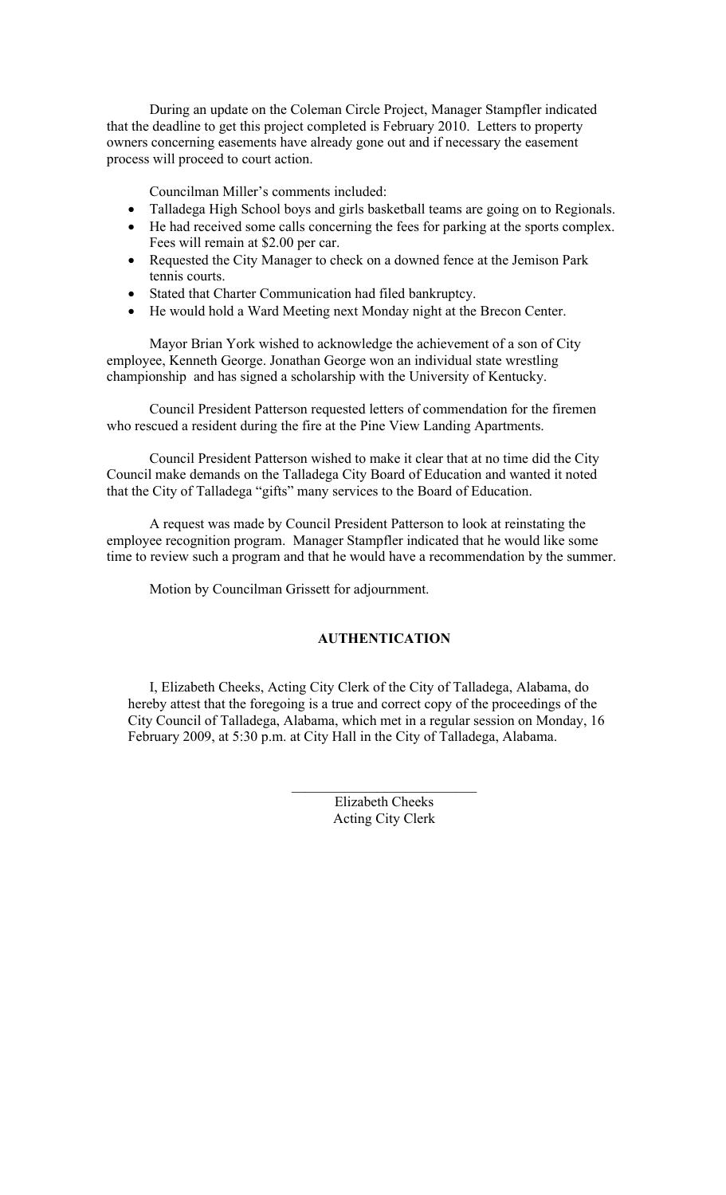During an update on the Coleman Circle Project, Manager Stampfler indicated that the deadline to get this project completed is February 2010. Letters to property owners concerning easements have already gone out and if necessary the easement process will proceed to court action.

Councilman Miller's comments included:

- Talladega High School boys and girls basketball teams are going on to Regionals.
- He had received some calls concerning the fees for parking at the sports complex. Fees will remain at $2.00 per car.
- Requested the City Manager to check on a downed fence at the Jemison Park tennis courts.
- Stated that Charter Communication had filed bankruptcy.
- He would hold a Ward Meeting next Monday night at the Brecon Center.

Mayor Brian York wished to acknowledge the achievement of a son of City employee, Kenneth George. Jonathan George won an individual state wrestling championship and has signed a scholarship with the University of Kentucky.

Council President Patterson requested letters of commendation for the firemen who rescued a resident during the fire at the Pine View Landing Apartments.

Council President Patterson wished to make it clear that at no time did the City Council make demands on the Talladega City Board of Education and wanted it noted that the City of Talladega "gifts" many services to the Board of Education.

A request was made by Council President Patterson to look at reinstating the employee recognition program. Manager Stampfler indicated that he would like some time to review such a program and that he would have a recommendation by the summer.

Motion by Councilman Grissett for adjournment.

**AUTHENTICATION**

I, Elizabeth Cheeks, Acting City Clerk of the City of Talladega, Alabama, do hereby attest that the foregoing is a true and correct copy of the proceedings of the City Council of Talladega, Alabama, which met in a regular session on Monday, 16 February 2009, at 5:30 p.m. at City Hall in the City of Talladega, Alabama.

\_\_\_\_\_\_\_\_\_\_\_\_\_\_\_\_\_\_\_\_\_\_\_\_\_\_

Elizabeth Cheeks
Acting City Clerk